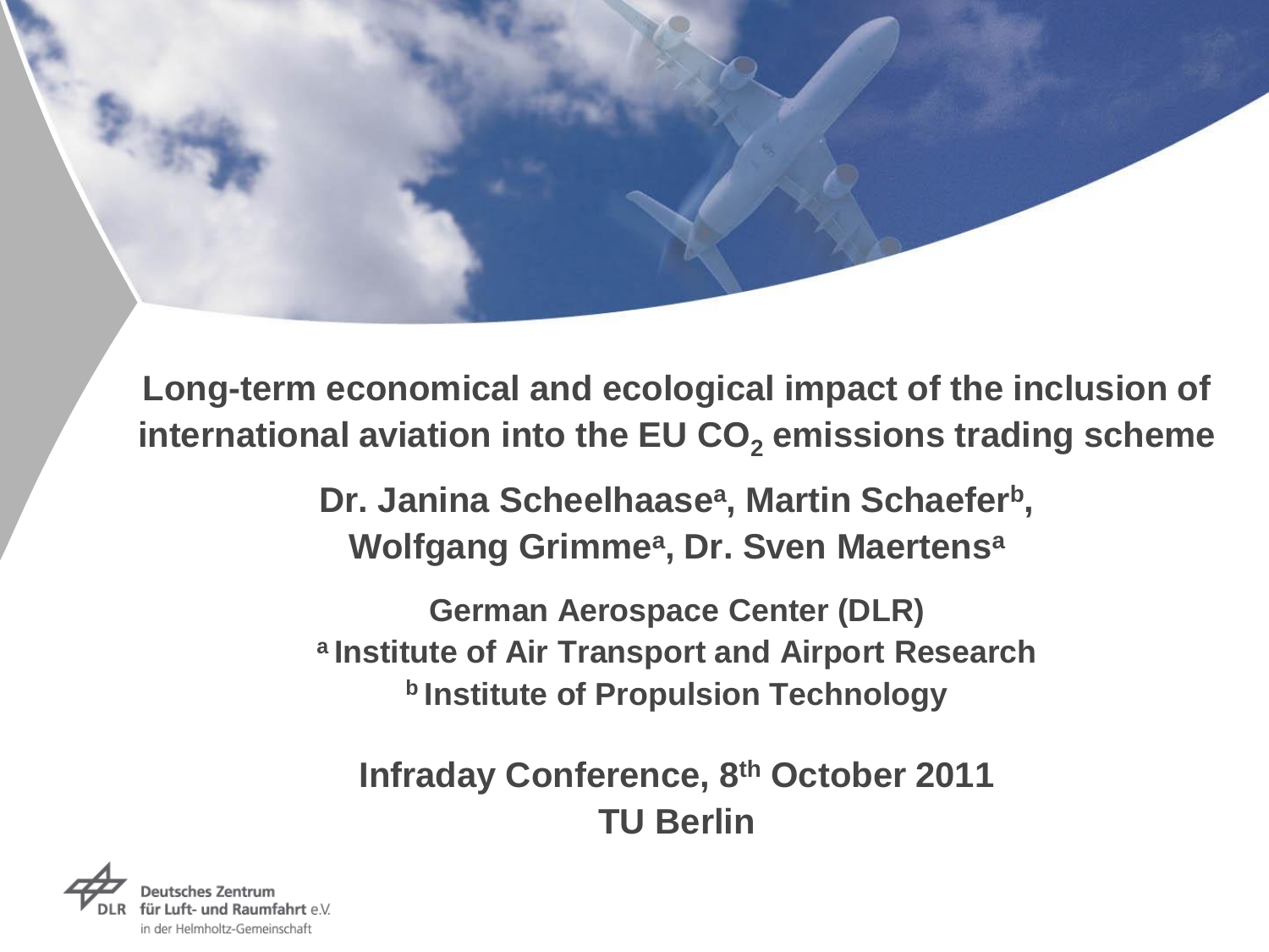# Long-term economical and ecological impact of the inclusion of international aviation into the EU $CO_2$ emissions trading scheme

**Dr. Janina Scheelhaase[a], Martin Schaefer[b], Wolfgang Grimme[a], Dr. Sven Maertens[a]**

**German Aerospace Center (DLR)**
**[a] Institute of Air Transport and Airport Research**
**[b] Institute of Propulsion Technology**

**Infraday Conference, 8th October 2011**
**TU Berlin**

Deutsches Zentrum für Luft- und Raumfahrt e.V.
in der Helmholtz-Gemeinschaft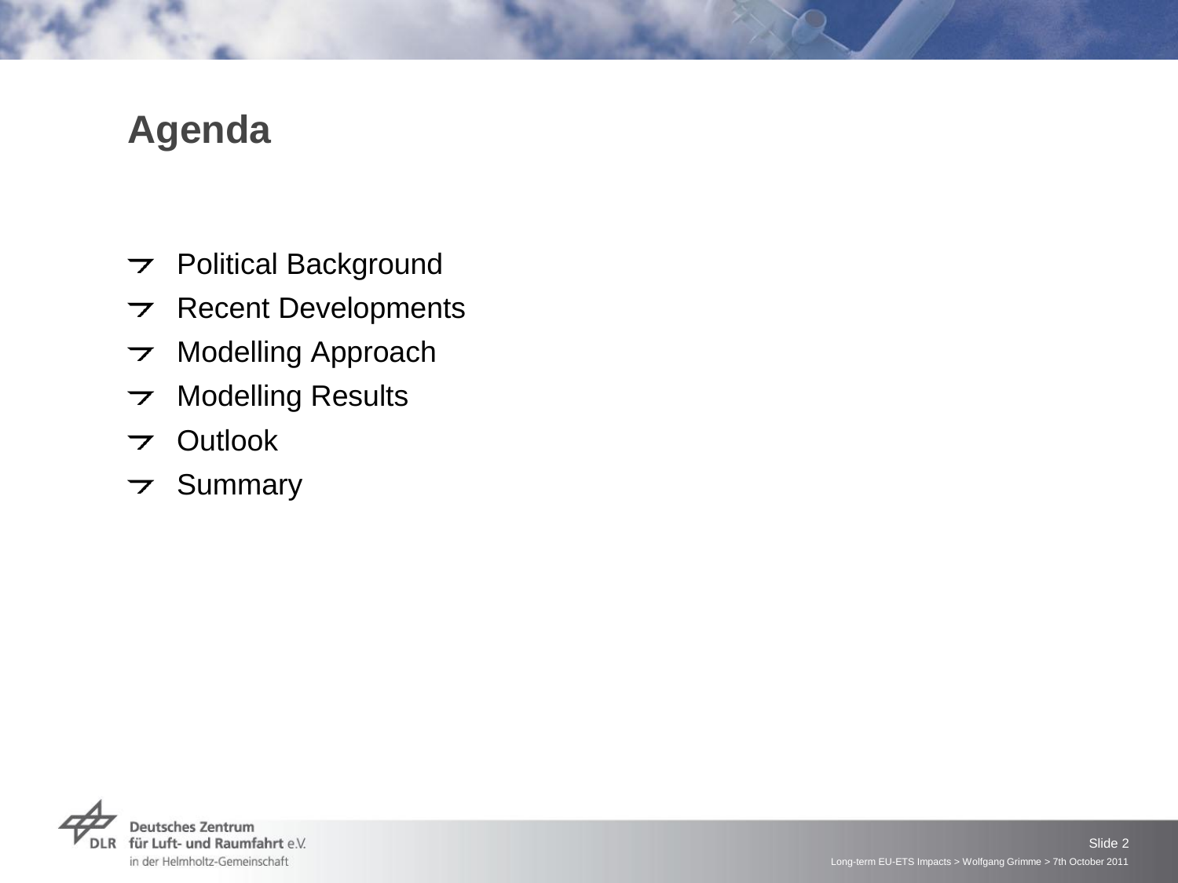# Agenda

- Political Background
- Recent Developments
- Modelling Approach
- Modelling Results
- Outlook
- Summary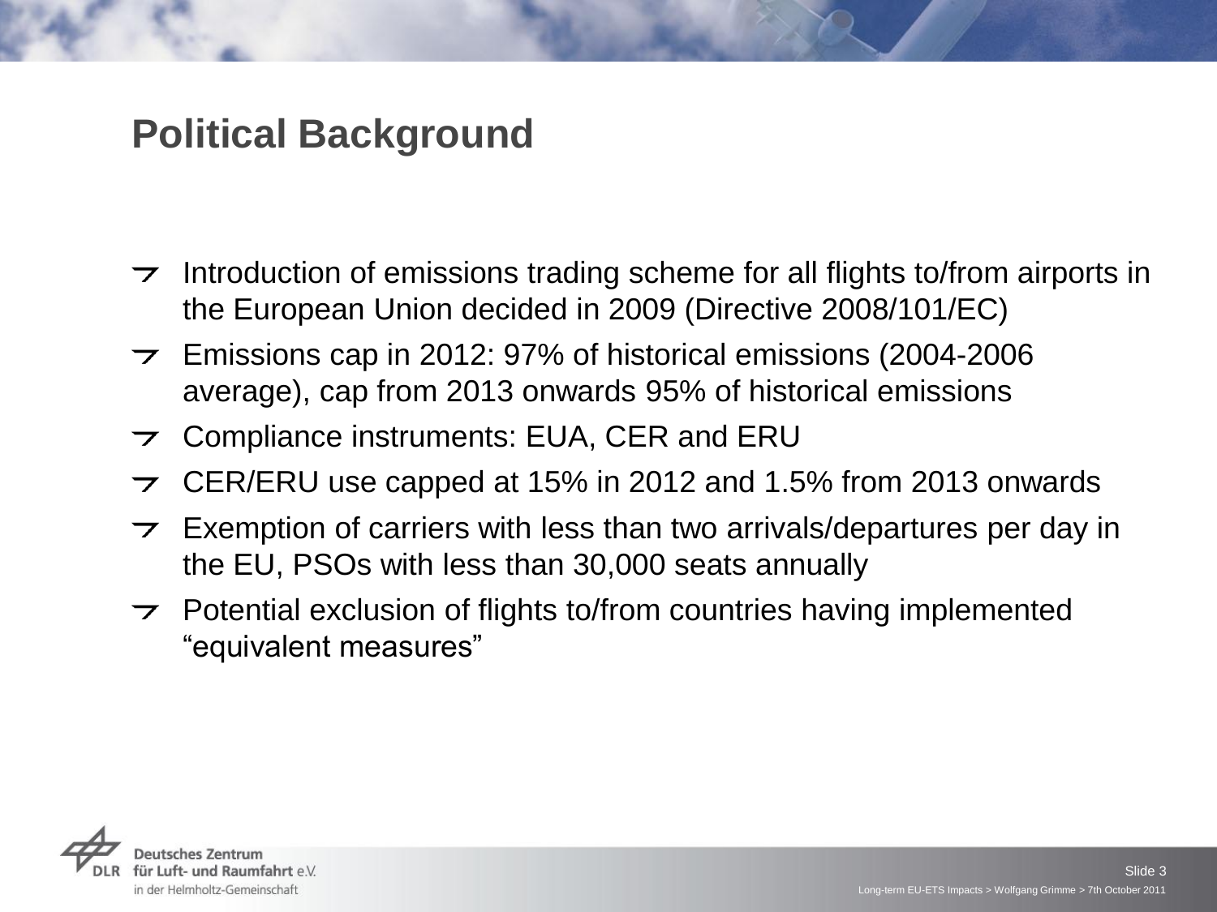# Political Background

- Introduction of emissions trading scheme for all flights to/from airports in the European Union decided in 2009 (Directive 2008/101/EC)
- Emissions cap in 2012: 97% of historical emissions (2004-2006 average), cap from 2013 onwards 95% of historical emissions
- Compliance instruments: EUA, CER and ERU
- CER/ERU use capped at 15% in 2012 and 1.5% from 2013 onwards
- Exemption of carriers with less than two arrivals/departures per day in the EU, PSOs with less than 30,000 seats annually
- Potential exclusion of flights to/from countries having implemented "equivalent measures"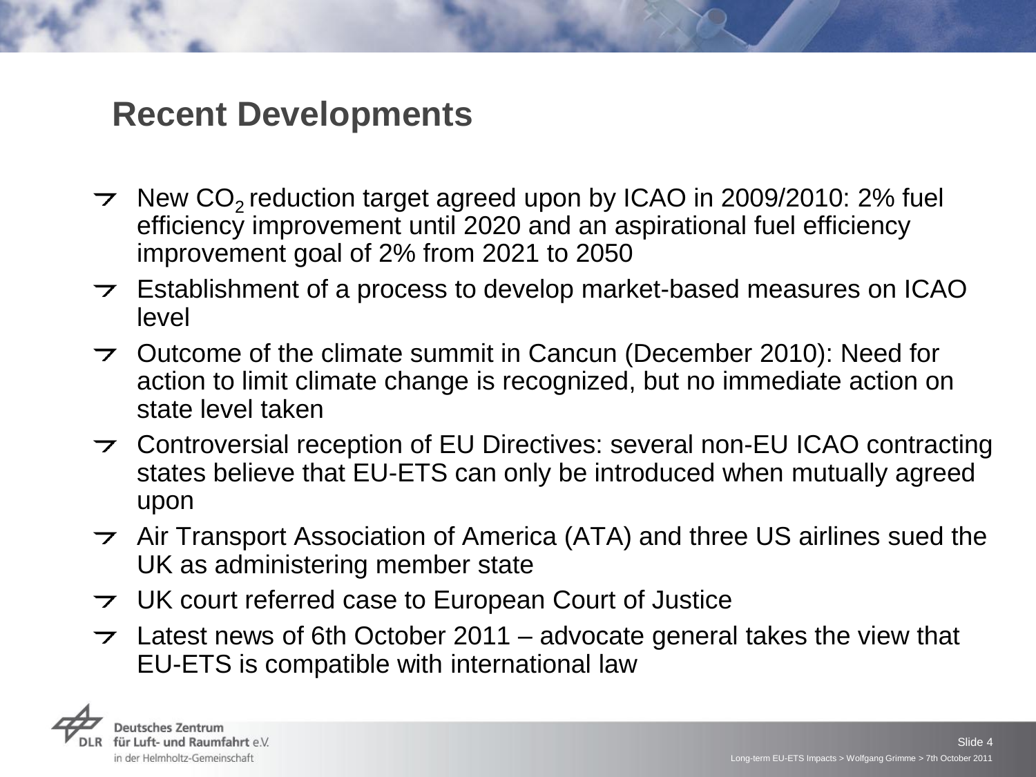## Recent Developments

- New $CO_2$ reduction target agreed upon by ICAO in 2009/2010: 2% fuel efficiency improvement until 2020 and an aspirational fuel efficiency improvement goal of 2% from 2021 to 2050
- Establishment of a process to develop market-based measures on ICAO level
- Outcome of the climate summit in Cancun (December 2010): Need for action to limit climate change is recognized, but no immediate action on state level taken
- Controversial reception of EU Directives: several non-EU ICAO contracting states believe that EU-ETS can only be introduced when mutually agreed upon
- Air Transport Association of America (ATA) and three US airlines sued the UK as administering member state
- UK court referred case to European Court of Justice
- Latest news of 6th October 2011 – advocate general takes the view that EU-ETS is compatible with international law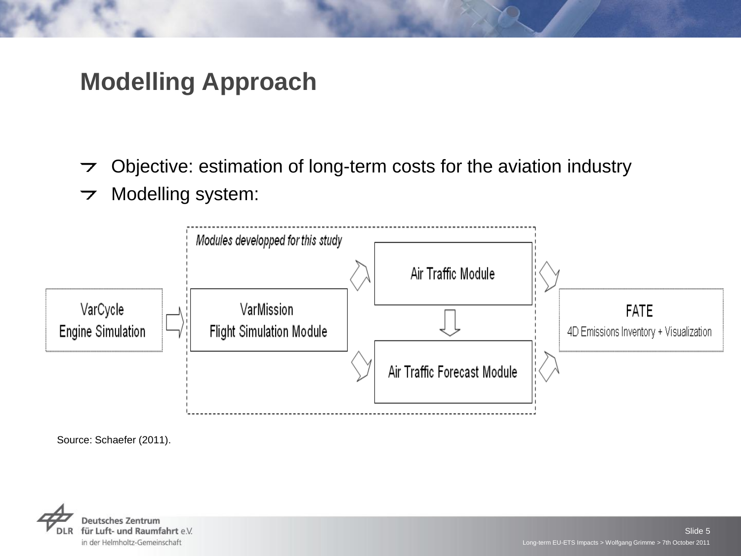# Modelling Approach

- Objective: estimation of long-term costs for the aviation industry
- Modelling system:

*Modules developped for this study*

VarCycle Engine Simulation → VarMission Flight Simulation Module → Air Traffic Module / Air Traffic Forecast Module → FATE 4D Emissions Inventory + Visualization

Source: Schaefer (2011).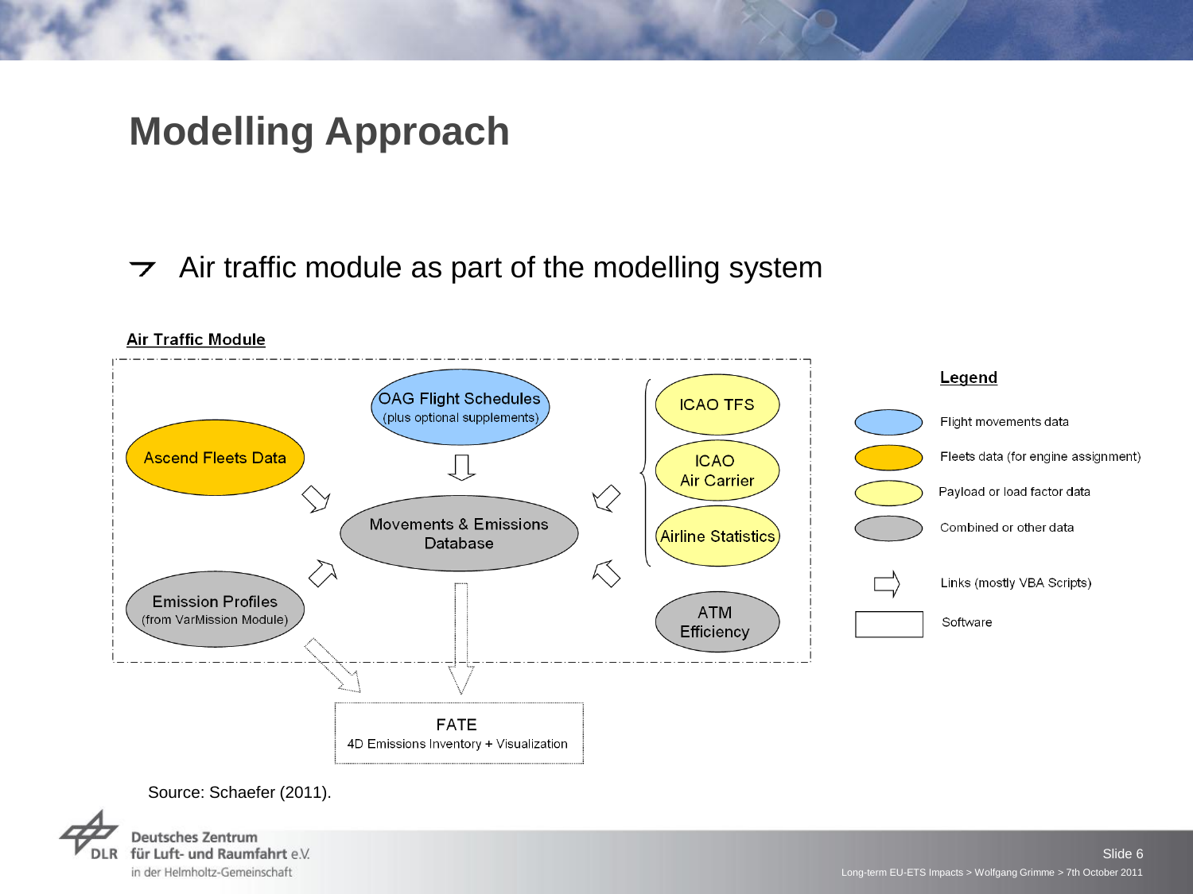# Modelling Approach

- Air traffic module as part of the modelling system

**Air Traffic Module**

- OAG Flight Schedules (plus optional supplements)
- Ascend Fleets Data
- Movements & Emissions Database
- Emission Profiles (from VarMission Module)
- ICAO TFS
- ICAO Air Carrier
- Airline Statistics
- ATM Efficiency
- FATE
  4D Emissions Inventory + Visualization

**Legend**

- Flight movements data
- Fleets data (for engine assignment)
- Payload or load factor data
- Combined or other data
- Links (mostly VBA Scripts)
- Software

Source: Schaefer (2011).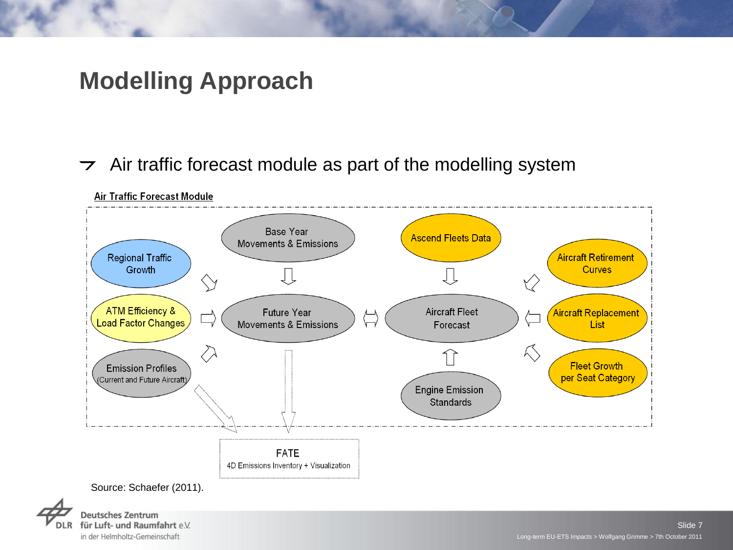# Modelling Approach

- Air traffic forecast module as part of the modelling system

**Air Traffic Forecast Module**

Regional Traffic Growth

ATM Efficiency & Load Factor Changes

Emission Profiles (Current and Future Aircraft)

Base Year Movements & Emissions

Future Year Movements & Emissions

Ascend Fleets Data

Aircraft Fleet Forecast

Engine Emission Standards

Aircraft Retirement Curves

Aircraft Replacement List

Fleet Growth per Seat Category

FATE
4D Emissions Inventory + Visualization

Source: Schaefer (2011).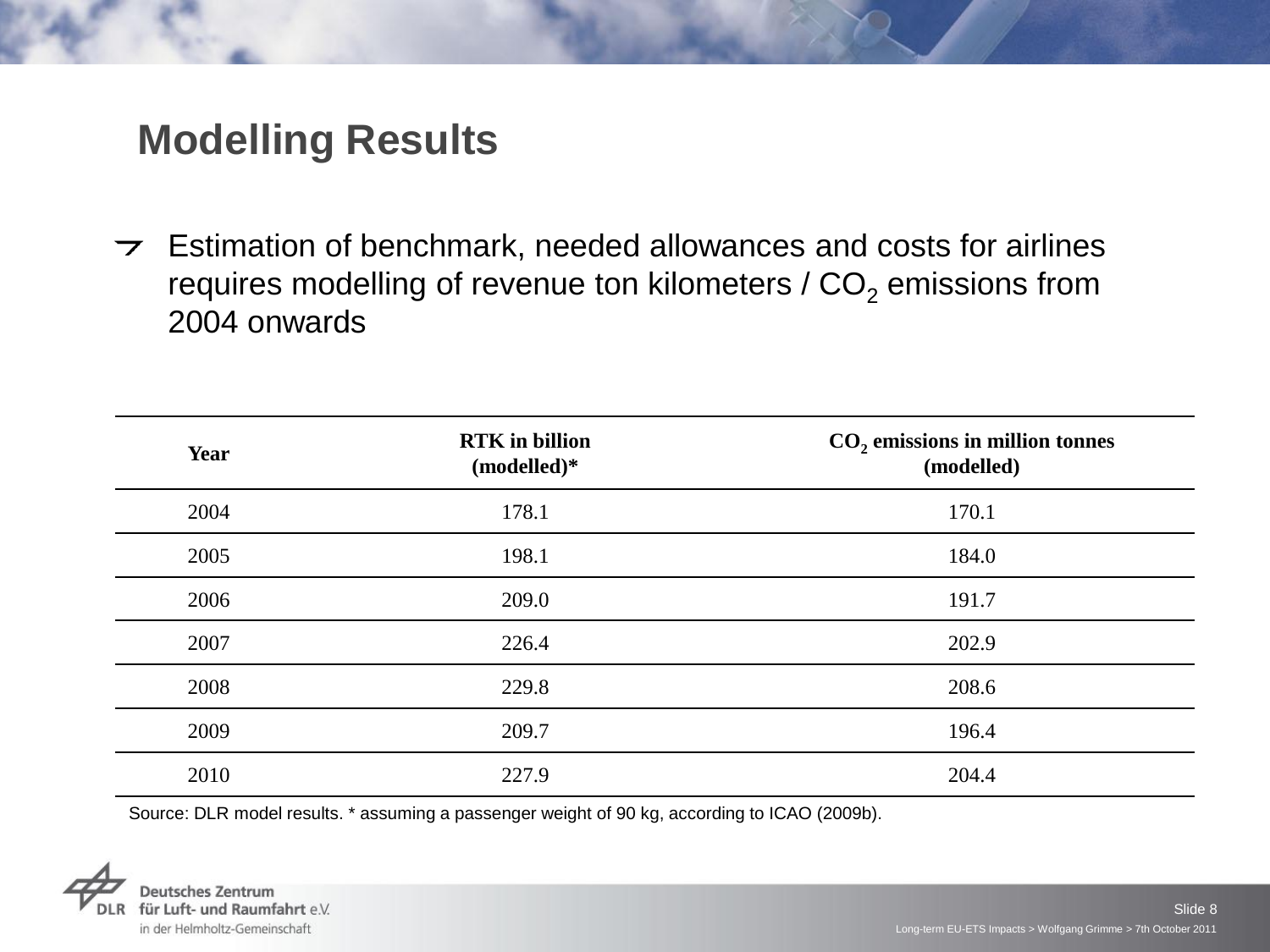# Modelling Results

- Estimation of benchmark, needed allowances and costs for airlines requires modelling of revenue ton kilometers / $CO_2$ emissions from 2004 onwards

| Year | RTK in billion (modelled)* | $CO_2$ emissions in million tonnes (modelled) |
|---|---|---|
| 2004 | 178.1 | 170.1 |
| 2005 | 198.1 | 184.0 |
| 2006 | 209.0 | 191.7 |
| 2007 | 226.4 | 202.9 |
| 2008 | 229.8 | 208.6 |
| 2009 | 209.7 | 196.4 |
| 2010 | 227.9 | 204.4 |

Source: DLR model results. * assuming a passenger weight of 90 kg, according to ICAO (2009b).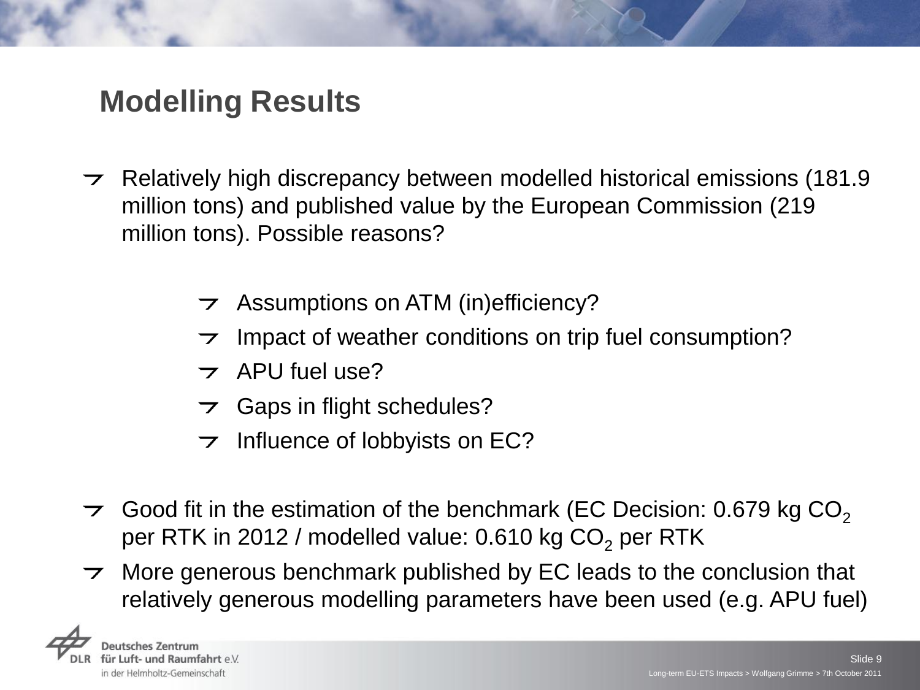# Modelling Results

- Relatively high discrepancy between modelled historical emissions (181.9 million tons) and published value by the European Commission (219 million tons). Possible reasons?
  - Assumptions on ATM (in)efficiency?
  - Impact of weather conditions on trip fuel consumption?
  - APU fuel use?
  - Gaps in flight schedules?
  - Influence of lobbyists on EC?
- Good fit in the estimation of the benchmark (EC Decision: 0.679 kg $CO_2$ per RTK in 2012 / modelled value: 0.610 kg $CO_2$ per RTK
- More generous benchmark published by EC leads to the conclusion that relatively generous modelling parameters have been used (e.g. APU fuel)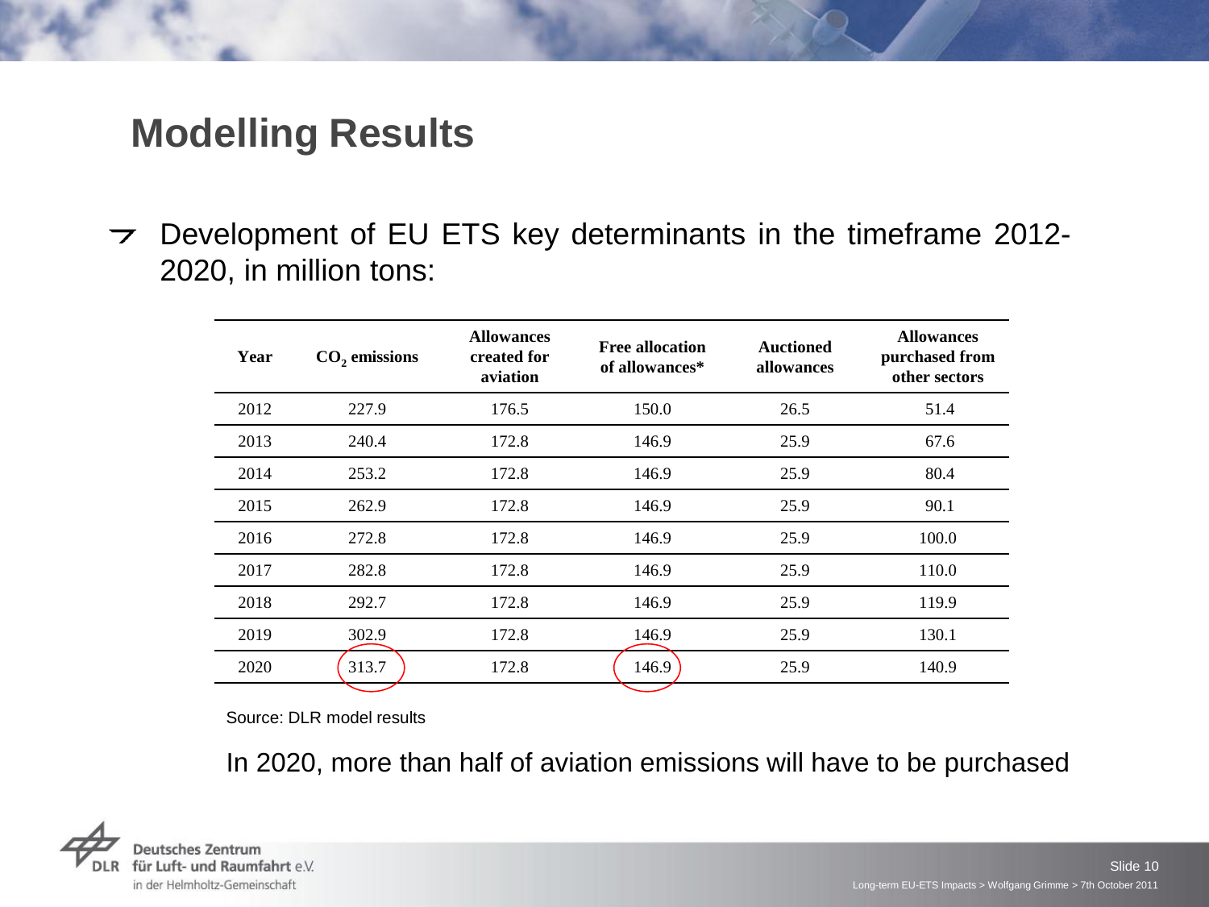# Modelling Results

- Development of EU ETS key determinants in the timeframe 2012-2020, in million tons:

| Year | $CO_2$ emissions | Allowances created for aviation | Free allocation of allowances* | Auctioned allowances | Allowances purchased from other sectors |
|---|---|---|---|---|---|
| 2012 | 227.9 | 176.5 | 150.0 | 26.5 | 51.4 |
| 2013 | 240.4 | 172.8 | 146.9 | 25.9 | 67.6 |
| 2014 | 253.2 | 172.8 | 146.9 | 25.9 | 80.4 |
| 2015 | 262.9 | 172.8 | 146.9 | 25.9 | 90.1 |
| 2016 | 272.8 | 172.8 | 146.9 | 25.9 | 100.0 |
| 2017 | 282.8 | 172.8 | 146.9 | 25.9 | 110.0 |
| 2018 | 292.7 | 172.8 | 146.9 | 25.9 | 119.9 |
| 2019 | 302.9 | 172.8 | 146.9 | 25.9 | 130.1 |
| 2020 | 313.7 | 172.8 | 146.9 | 25.9 | 140.9 |

Source: DLR model results

In 2020, more than half of aviation emissions will have to be purchased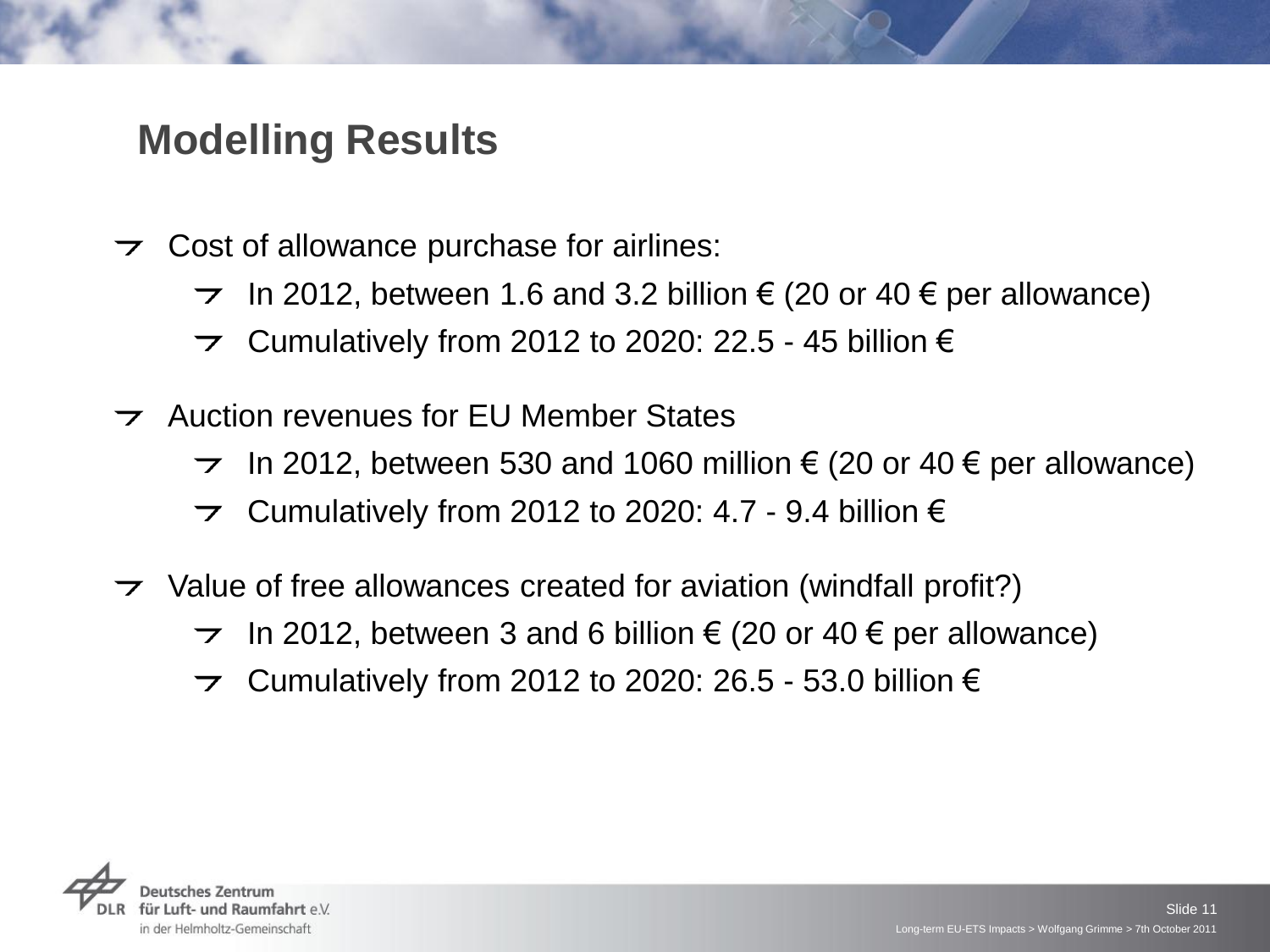## Modelling Results

- Cost of allowance purchase for airlines:
  - In 2012, between 1.6 and 3.2 billion € (20 or 40 € per allowance)
  - Cumulatively from 2012 to 2020: 22.5 - 45 billion €
- Auction revenues for EU Member States
  - In 2012, between 530 and 1060 million € (20 or 40 € per allowance)
  - Cumulatively from 2012 to 2020: 4.7 - 9.4 billion €
- Value of free allowances created for aviation (windfall profit?)
  - In 2012, between 3 and 6 billion € (20 or 40 € per allowance)
  - Cumulatively from 2012 to 2020: 26.5 - 53.0 billion €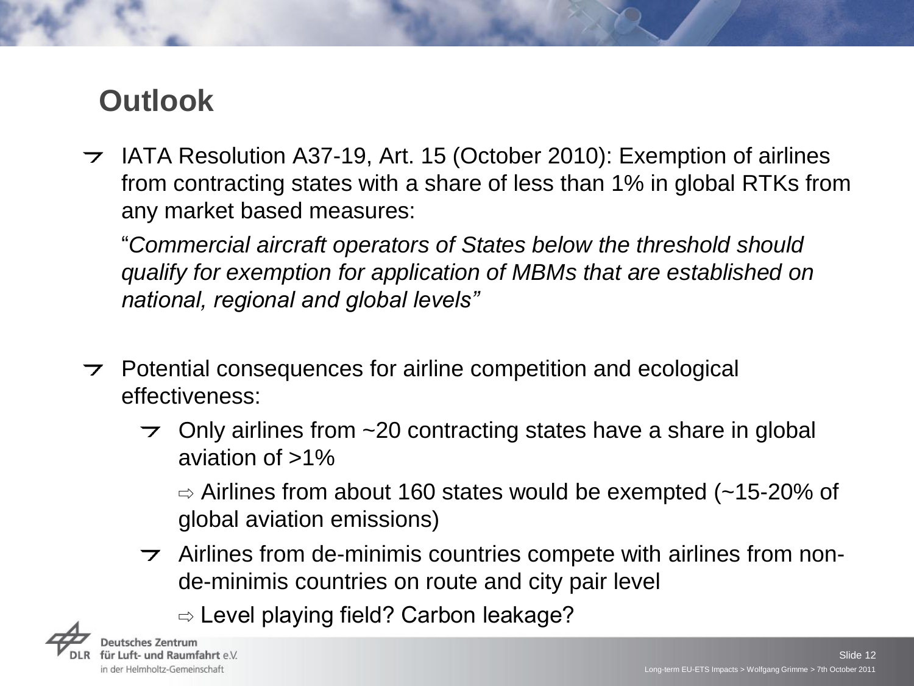# Outlook

- IATA Resolution A37-19, Art. 15 (October 2010): Exemption of airlines from contracting states with a share of less than 1% in global RTKs from any market based measures:

  "*Commercial aircraft operators of States below the threshold should qualify for exemption for application of MBMs that are established on national, regional and global levels*"

- Potential consequences for airline competition and ecological effectiveness:
  - Only airlines from ~20 contracting states have a share in global aviation of >1%

    ⇨ Airlines from about 160 states would be exempted (~15-20% of global aviation emissions)
  - Airlines from de-minimis countries compete with airlines from non-de-minimis countries on route and city pair level

    ⇨ Level playing field? Carbon leakage?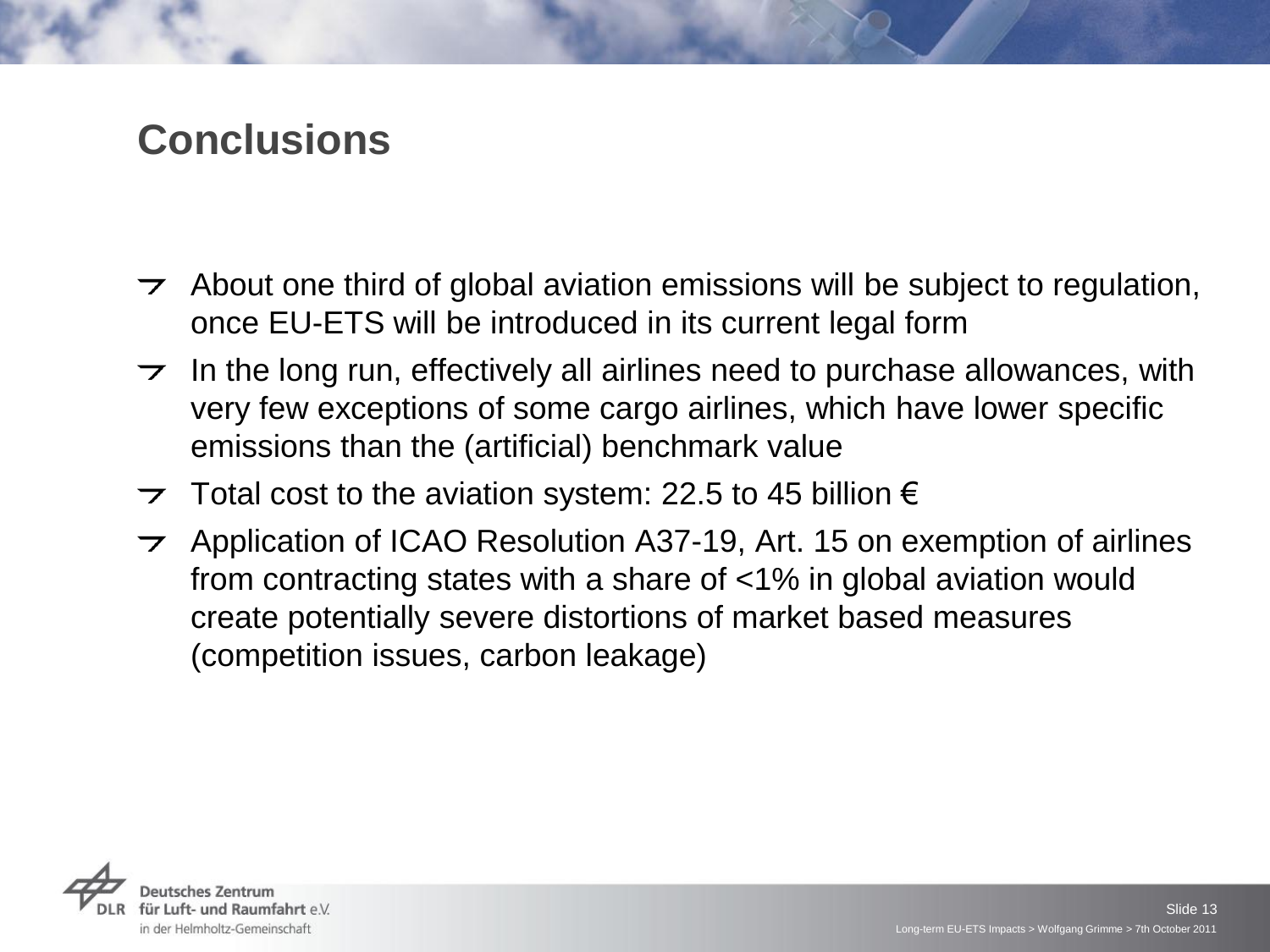# Conclusions

- About one third of global aviation emissions will be subject to regulation, once EU-ETS will be introduced in its current legal form
- In the long run, effectively all airlines need to purchase allowances, with very few exceptions of some cargo airlines, which have lower specific emissions than the (artificial) benchmark value
- Total cost to the aviation system: 22.5 to 45 billion €
- Application of ICAO Resolution A37-19, Art. 15 on exemption of airlines from contracting states with a share of <1% in global aviation would create potentially severe distortions of market based measures (competition issues, carbon leakage)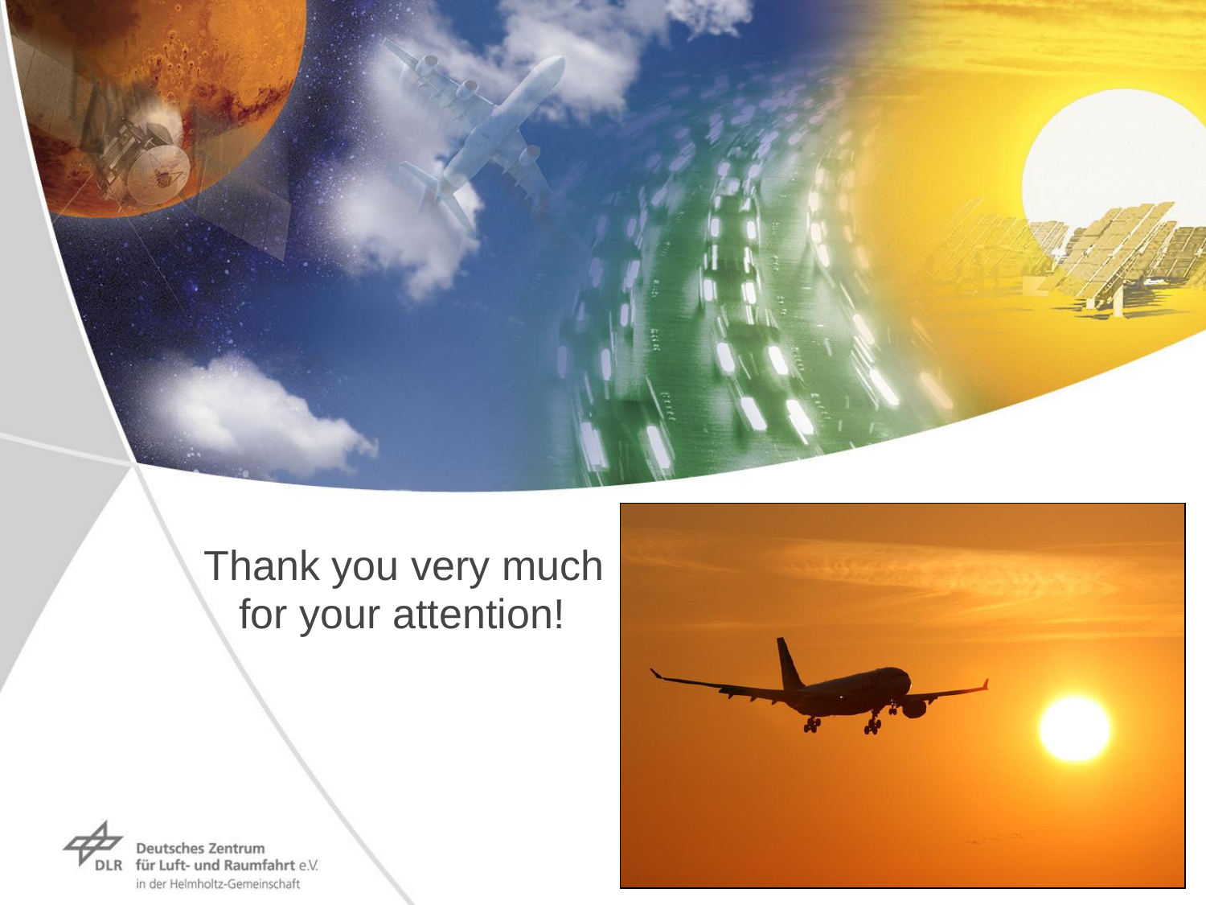Thank you very much for your attention!

Deutsches Zentrum für Luft- und Raumfahrt e.V.
in der Helmholtz-Gemeinschaft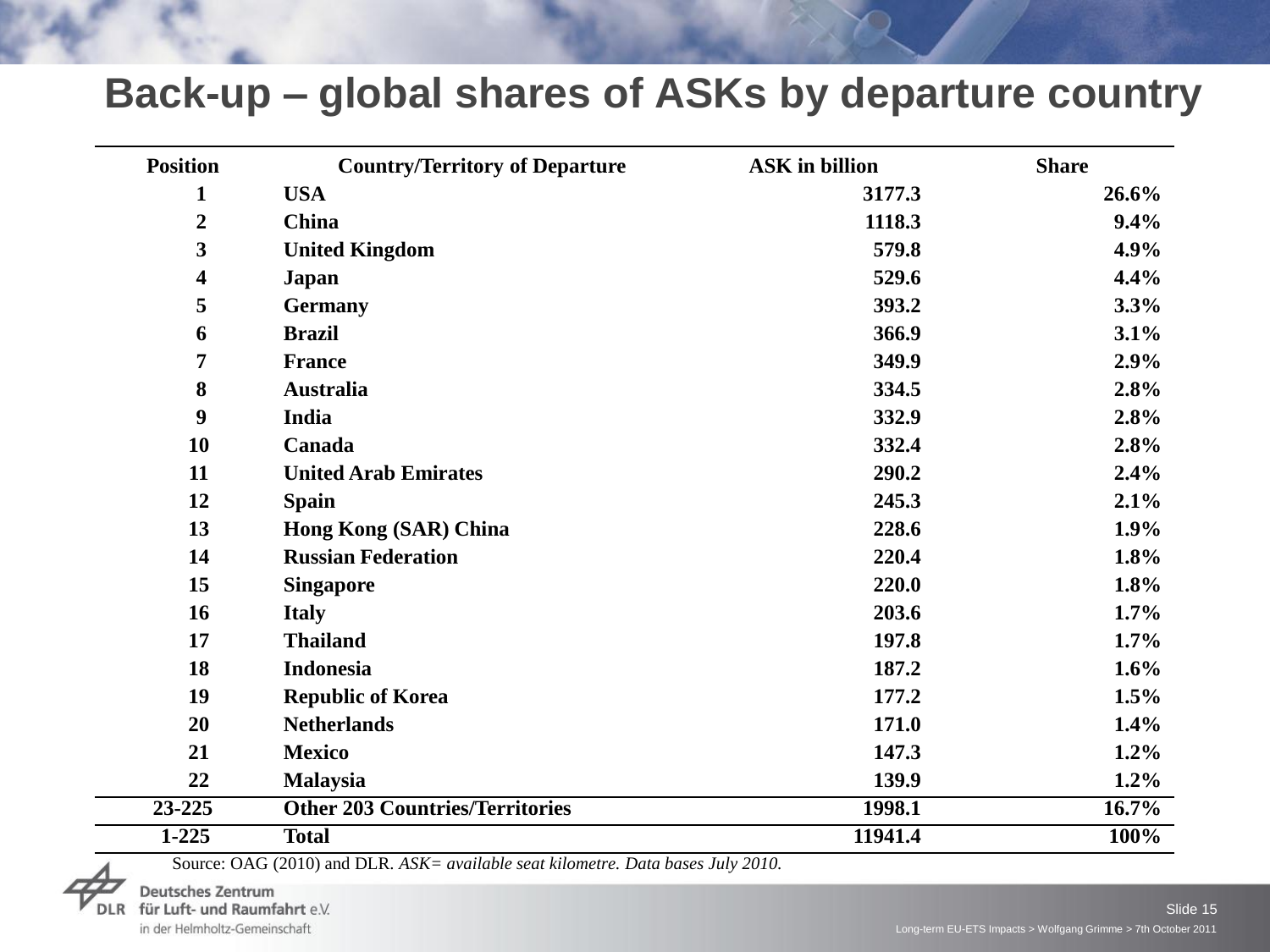# Back-up – global shares of ASKs by departure country

| Position | Country/Territory of Departure | ASK in billion | Share |
|---|---|---|---|
| 1 | USA | 3177.3 | 26.6% |
| 2 | China | 1118.3 | 9.4% |
| 3 | United Kingdom | 579.8 | 4.9% |
| 4 | Japan | 529.6 | 4.4% |
| 5 | Germany | 393.2 | 3.3% |
| 6 | Brazil | 366.9 | 3.1% |
| 7 | France | 349.9 | 2.9% |
| 8 | Australia | 334.5 | 2.8% |
| 9 | India | 332.9 | 2.8% |
| 10 | Canada | 332.4 | 2.8% |
| 11 | United Arab Emirates | 290.2 | 2.4% |
| 12 | Spain | 245.3 | 2.1% |
| 13 | Hong Kong (SAR) China | 228.6 | 1.9% |
| 14 | Russian Federation | 220.4 | 1.8% |
| 15 | Singapore | 220.0 | 1.8% |
| 16 | Italy | 203.6 | 1.7% |
| 17 | Thailand | 197.8 | 1.7% |
| 18 | Indonesia | 187.2 | 1.6% |
| 19 | Republic of Korea | 177.2 | 1.5% |
| 20 | Netherlands | 171.0 | 1.4% |
| 21 | Mexico | 147.3 | 1.2% |
| 22 | Malaysia | 139.9 | 1.2% |
| 23-225 | Other 203 Countries/Territories | 1998.1 | 16.7% |
| 1-225 | Total | 11941.4 | 100% |

Source: OAG (2010) and DLR. *ASK= available seat kilometre. Data bases July 2010.*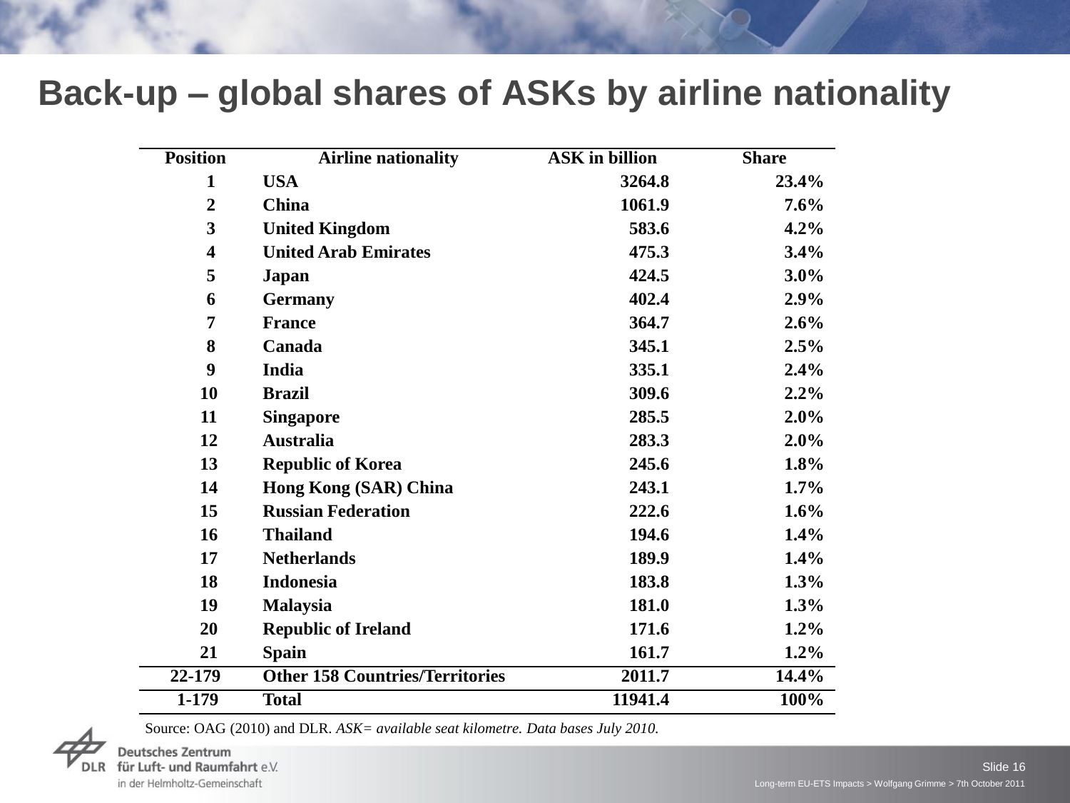# Back-up – global shares of ASKs by airline nationality

| Position | Airline nationality | ASK in billion | Share |
|---|---|---|---|
| 1 | USA | 3264.8 | 23.4% |
| 2 | China | 1061.9 | 7.6% |
| 3 | United Kingdom | 583.6 | 4.2% |
| 4 | United Arab Emirates | 475.3 | 3.4% |
| 5 | Japan | 424.5 | 3.0% |
| 6 | Germany | 402.4 | 2.9% |
| 7 | France | 364.7 | 2.6% |
| 8 | Canada | 345.1 | 2.5% |
| 9 | India | 335.1 | 2.4% |
| 10 | Brazil | 309.6 | 2.2% |
| 11 | Singapore | 285.5 | 2.0% |
| 12 | Australia | 283.3 | 2.0% |
| 13 | Republic of Korea | 245.6 | 1.8% |
| 14 | Hong Kong (SAR) China | 243.1 | 1.7% |
| 15 | Russian Federation | 222.6 | 1.6% |
| 16 | Thailand | 194.6 | 1.4% |
| 17 | Netherlands | 189.9 | 1.4% |
| 18 | Indonesia | 183.8 | 1.3% |
| 19 | Malaysia | 181.0 | 1.3% |
| 20 | Republic of Ireland | 171.6 | 1.2% |
| 21 | Spain | 161.7 | 1.2% |
| 22-179 | Other 158 Countries/Territories | 2011.7 | 14.4% |
| 1-179 | Total | 11941.4 | 100% |

Source: OAG (2010) and DLR. *ASK= available seat kilometre. Data bases July 2010.*